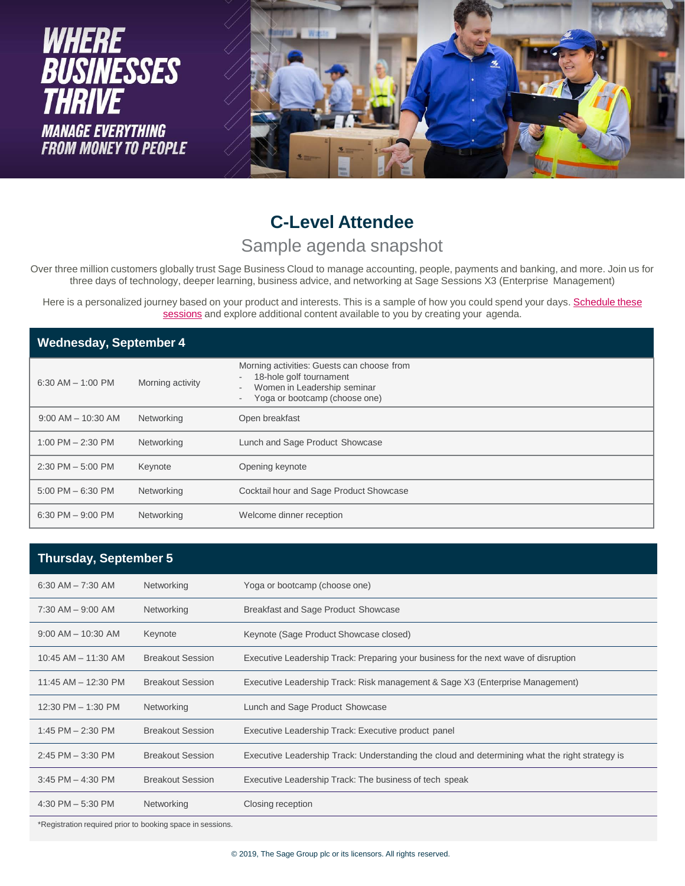# WHERE BUSINESSES THRIVE

## MANAGE EVERYTHING FROM MONEY TO PEOPLE

## C-Level Attendee

### Sample agenda snapshot

Over three million customers globally trust Sage Business Cloud to manage accounting, people, payments and banking, and more. Join us for three days of technology, deeper learning, business advice, and networking at Sage Sessions X3 (Enterprise Management)

Here is a personalized journey based on your product and interests. This is a sample of how you could spend your days. Schedule these sessions and explore additional content available to you by creating your agenda.

| Wednesday, September 4 | | |
|---|---|---|
| 6:30 AM – 1:00 PM | Morning activity | Morning activities: Guests can choose from<br>- 18-hole golf tournament<br>- Women in Leadership seminar<br>- Yoga or bootcamp (choose one) |
| 9:00 AM – 10:30 AM | Networking | Open breakfast |
| 1:00 PM – 2:30 PM | Networking | Lunch and Sage Product Showcase |
| 2:30 PM – 5:00 PM | Keynote | Opening keynote |
| 5:00 PM – 6:30 PM | Networking | Cocktail hour and Sage Product Showcase |
| 6:30 PM – 9:00 PM | Networking | Welcome dinner reception |

| Thursday, September 5 | | |
|---|---|---|
| 6:30 AM – 7:30 AM | Networking | Yoga or bootcamp (choose one) |
| 7:30 AM – 9:00 AM | Networking | Breakfast and Sage Product Showcase |
| 9:00 AM – 10:30 AM | Keynote | Keynote (Sage Product Showcase closed) |
| 10:45 AM – 11:30 AM | Breakout Session | Executive Leadership Track: Preparing your business for the next wave of disruption |
| 11:45 AM – 12:30 PM | Breakout Session | Executive Leadership Track: Risk management & Sage X3 (Enterprise Management) |
| 12:30 PM – 1:30 PM | Networking | Lunch and Sage Product Showcase |
| 1:45 PM – 2:30 PM | Breakout Session | Executive Leadership Track: Executive product panel |
| 2:45 PM – 3:30 PM | Breakout Session | Executive Leadership Track: Understanding the cloud and determining what the right strategy is |
| 3:45 PM – 4:30 PM | Breakout Session | Executive Leadership Track: The business of tech speak |
| 4:30 PM – 5:30 PM | Networking | Closing reception |

*Registration required prior to booking space in sessions.

© 2019, The Sage Group plc or its licensors. All rights reserved.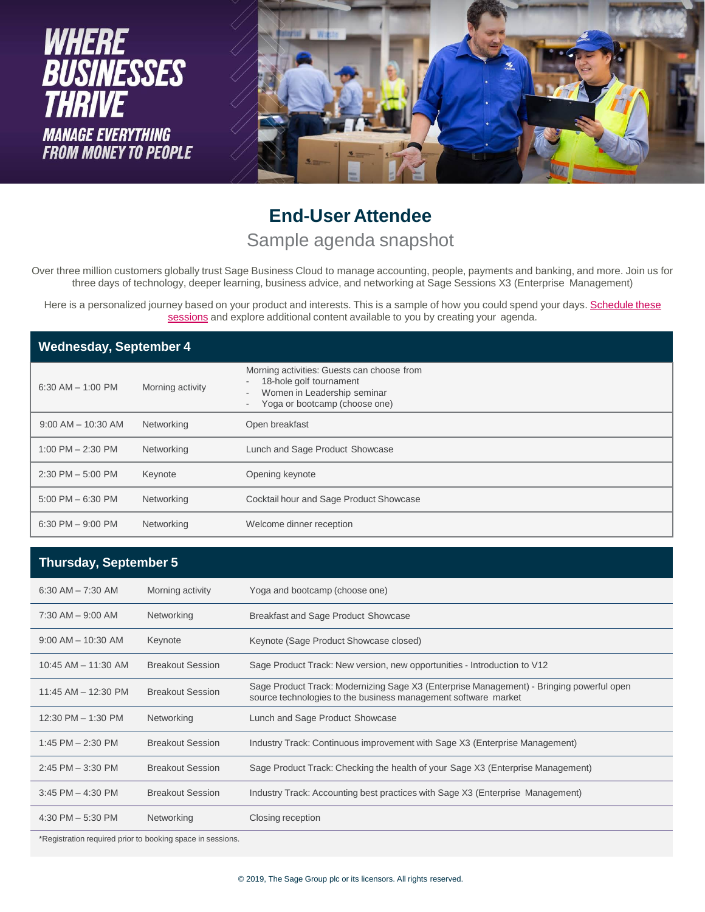# WHERE BUSINESSES THRIVE

## MANAGE EVERYTHING FROM MONEY TO PEOPLE

## End-User Attendee

Sample agenda snapshot

Over three million customers globally trust Sage Business Cloud to manage accounting, people, payments and banking, and more. Join us for three days of technology, deeper learning, business advice, and networking at Sage Sessions X3 (Enterprise Management)

Here is a personalized journey based on your product and interests. This is a sample of how you could spend your days. Schedule these sessions and explore additional content available to you by creating your agenda.

### Wednesday, September 4

| | | |
|---|---|---|
| 6:30 AM – 1:00 PM | Morning activity | Morning activities: Guests can choose from<br>- 18-hole golf tournament<br>- Women in Leadership seminar<br>- Yoga or bootcamp (choose one) |
| 9:00 AM – 10:30 AM | Networking | Open breakfast |
| 1:00 PM – 2:30 PM | Networking | Lunch and Sage Product Showcase |
| 2:30 PM – 5:00 PM | Keynote | Opening keynote |
| 5:00 PM – 6:30 PM | Networking | Cocktail hour and Sage Product Showcase |
| 6:30 PM – 9:00 PM | Networking | Welcome dinner reception |

### Thursday, September 5

| | | |
|---|---|---|
| 6:30 AM – 7:30 AM | Morning activity | Yoga and bootcamp (choose one) |
| 7:30 AM – 9:00 AM | Networking | Breakfast and Sage Product Showcase |
| 9:00 AM – 10:30 AM | Keynote | Keynote (Sage Product Showcase closed) |
| 10:45 AM – 11:30 AM | Breakout Session | Sage Product Track: New version, new opportunities - Introduction to V12 |
| 11:45 AM – 12:30 PM | Breakout Session | Sage Product Track: Modernizing Sage X3 (Enterprise Management) - Bringing powerful open source technologies to the business management software market |
| 12:30 PM – 1:30 PM | Networking | Lunch and Sage Product Showcase |
| 1:45 PM – 2:30 PM | Breakout Session | Industry Track: Continuous improvement with Sage X3 (Enterprise Management) |
| 2:45 PM – 3:30 PM | Breakout Session | Sage Product Track: Checking the health of your Sage X3 (Enterprise Management) |
| 3:45 PM – 4:30 PM | Breakout Session | Industry Track: Accounting best practices with Sage X3 (Enterprise Management) |
| 4:30 PM – 5:30 PM | Networking | Closing reception |

*Registration required prior to booking space in sessions.

© 2019, The Sage Group plc or its licensors. All rights reserved.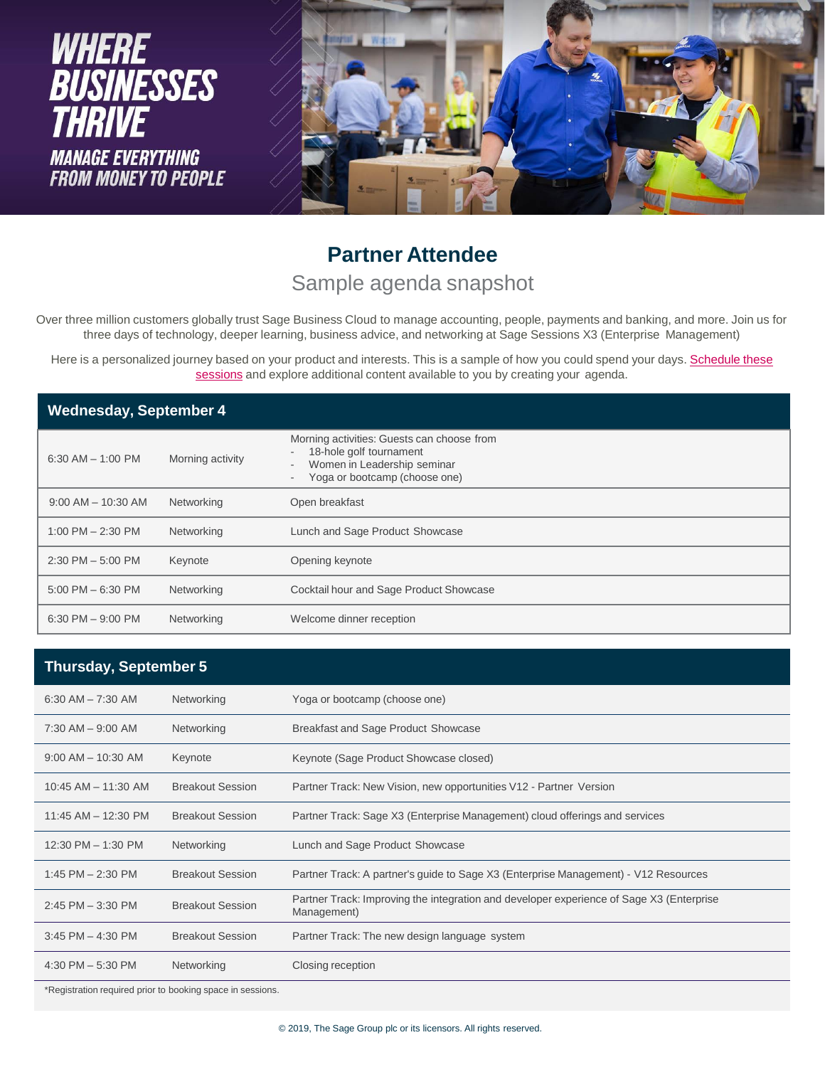# WHERE BUSINESSES THRIVE

## MANAGE EVERYTHING FROM MONEY TO PEOPLE

## Partner Attendee

### Sample agenda snapshot

Over three million customers globally trust Sage Business Cloud to manage accounting, people, payments and banking, and more. Join us for three days of technology, deeper learning, business advice, and networking at Sage Sessions X3 (Enterprise Management)

Here is a personalized journey based on your product and interests. This is a sample of how you could spend your days. Schedule these sessions and explore additional content available to you by creating your agenda.

| Wednesday, September 4 | | |
|---|---|---|
| 6:30 AM – 1:00 PM | Morning activity | Morning activities: Guests can choose from<br>- 18-hole golf tournament<br>- Women in Leadership seminar<br>- Yoga or bootcamp (choose one) |
| 9:00 AM – 10:30 AM | Networking | Open breakfast |
| 1:00 PM – 2:30 PM | Networking | Lunch and Sage Product Showcase |
| 2:30 PM – 5:00 PM | Keynote | Opening keynote |
| 5:00 PM – 6:30 PM | Networking | Cocktail hour and Sage Product Showcase |
| 6:30 PM – 9:00 PM | Networking | Welcome dinner reception |

| Thursday, September 5 | | |
|---|---|---|
| 6:30 AM – 7:30 AM | Networking | Yoga or bootcamp (choose one) |
| 7:30 AM – 9:00 AM | Networking | Breakfast and Sage Product Showcase |
| 9:00 AM – 10:30 AM | Keynote | Keynote (Sage Product Showcase closed) |
| 10:45 AM – 11:30 AM | Breakout Session | Partner Track: New Vision, new opportunities V12 - Partner Version |
| 11:45 AM – 12:30 PM | Breakout Session | Partner Track: Sage X3 (Enterprise Management) cloud offerings and services |
| 12:30 PM – 1:30 PM | Networking | Lunch and Sage Product Showcase |
| 1:45 PM – 2:30 PM | Breakout Session | Partner Track: A partner's guide to Sage X3 (Enterprise Management) - V12 Resources |
| 2:45 PM – 3:30 PM | Breakout Session | Partner Track: Improving the integration and developer experience of Sage X3 (Enterprise Management) |
| 3:45 PM – 4:30 PM | Breakout Session | Partner Track: The new design language system |
| 4:30 PM – 5:30 PM | Networking | Closing reception |

*Registration required prior to booking space in sessions.

© 2019, The Sage Group plc or its licensors. All rights reserved.